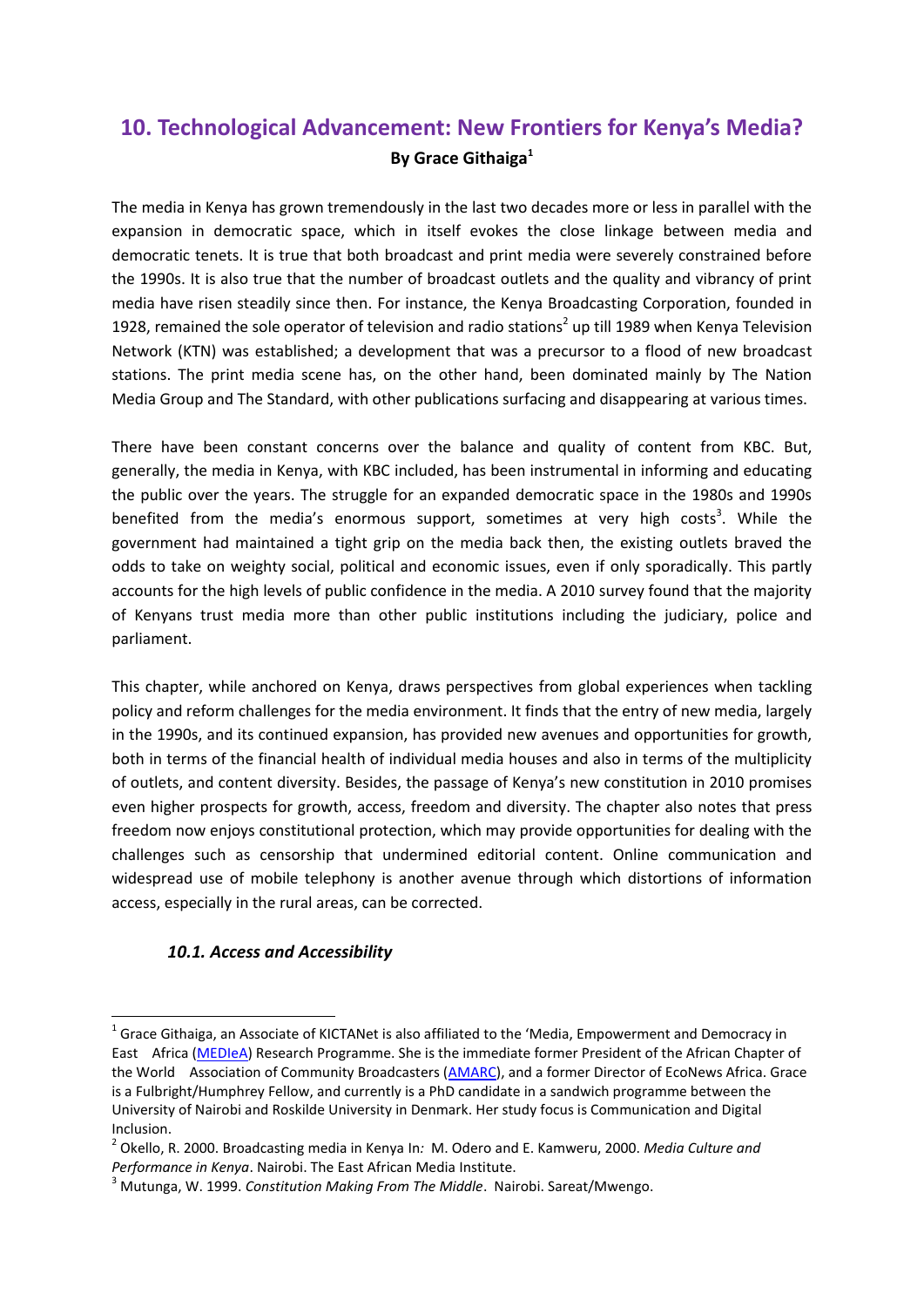# 10. Technological Advancement: New Frontiers for Kenya's Media?

**By Grace Githaiga[1]**

The media in Kenya has grown tremendously in the last two decades more or less in parallel with the expansion in democratic space, which in itself evokes the close linkage between media and democratic tenets. It is true that both broadcast and print media were severely constrained before the 1990s. It is also true that the number of broadcast outlets and the quality and vibrancy of print media have risen steadily since then. For instance, the Kenya Broadcasting Corporation, founded in 1928, remained the sole operator of television and radio stations[2] up till 1989 when Kenya Television Network (KTN) was established; a development that was a precursor to a flood of new broadcast stations. The print media scene has, on the other hand, been dominated mainly by The Nation Media Group and The Standard, with other publications surfacing and disappearing at various times.

There have been constant concerns over the balance and quality of content from KBC. But, generally, the media in Kenya, with KBC included, has been instrumental in informing and educating the public over the years. The struggle for an expanded democratic space in the 1980s and 1990s benefited from the media's enormous support, sometimes at very high costs[3]. While the government had maintained a tight grip on the media back then, the existing outlets braved the odds to take on weighty social, political and economic issues, even if only sporadically. This partly accounts for the high levels of public confidence in the media. A 2010 survey found that the majority of Kenyans trust media more than other public institutions including the judiciary, police and parliament.

This chapter, while anchored on Kenya, draws perspectives from global experiences when tackling policy and reform challenges for the media environment. It finds that the entry of new media, largely in the 1990s, and its continued expansion, has provided new avenues and opportunities for growth, both in terms of the financial health of individual media houses and also in terms of the multiplicity of outlets, and content diversity. Besides, the passage of Kenya's new constitution in 2010 promises even higher prospects for growth, access, freedom and diversity. The chapter also notes that press freedom now enjoys constitutional protection, which may provide opportunities for dealing with the challenges such as censorship that undermined editorial content. Online communication and widespread use of mobile telephony is another avenue through which distortions of information access, especially in the rural areas, can be corrected.

### *10.1. Access and Accessibility*

---

[1] Grace Githaiga, an Associate of KICTANet is also affiliated to the 'Media, Empowerment and Democracy in East Africa (MEDIeA) Research Programme. She is the immediate former President of the African Chapter of the World Association of Community Broadcasters (AMARC), and a former Director of EcoNews Africa. Grace is a Fulbright/Humphrey Fellow, and currently is a PhD candidate in a sandwich programme between the University of Nairobi and Roskilde University in Denmark. Her study focus is Communication and Digital Inclusion.

[2] Okello, R. 2000. Broadcasting media in Kenya In*:* M. Odero and E. Kamweru, 2000. *Media Culture and Performance in Kenya*. Nairobi. The East African Media Institute.

[3] Mutunga, W. 1999. *Constitution Making From The Middle*. Nairobi. Sareat/Mwengo.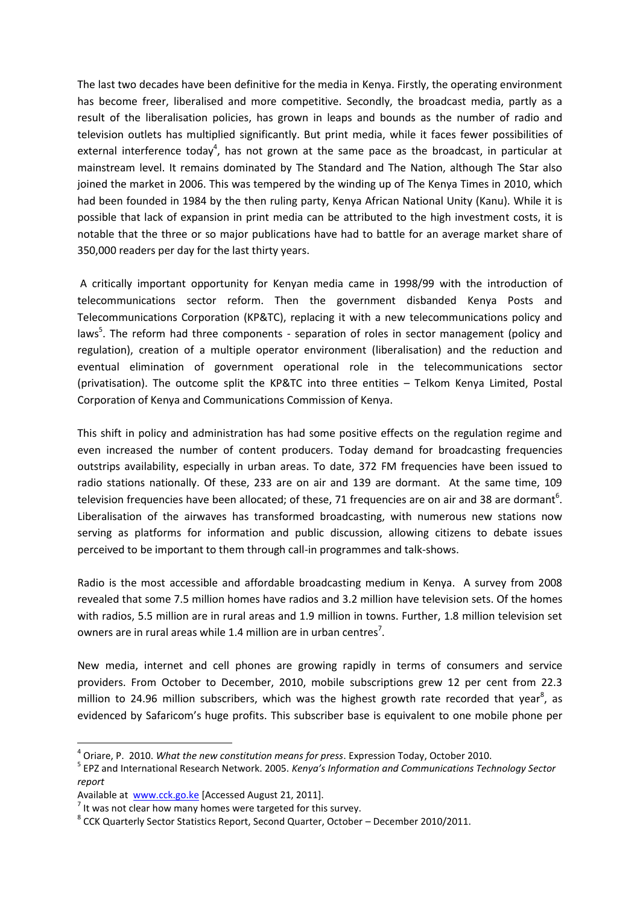The last two decades have been definitive for the media in Kenya. Firstly, the operating environment has become freer, liberalised and more competitive. Secondly, the broadcast media, partly as a result of the liberalisation policies, has grown in leaps and bounds as the number of radio and television outlets has multiplied significantly. But print media, while it faces fewer possibilities of external interference today[4], has not grown at the same pace as the broadcast, in particular at mainstream level. It remains dominated by The Standard and The Nation, although The Star also joined the market in 2006. This was tempered by the winding up of The Kenya Times in 2010, which had been founded in 1984 by the then ruling party, Kenya African National Unity (Kanu). While it is possible that lack of expansion in print media can be attributed to the high investment costs, it is notable that the three or so major publications have had to battle for an average market share of 350,000 readers per day for the last thirty years.

A critically important opportunity for Kenyan media came in 1998/99 with the introduction of telecommunications sector reform. Then the government disbanded Kenya Posts and Telecommunications Corporation (KP&TC), replacing it with a new telecommunications policy and laws[5]. The reform had three components - separation of roles in sector management (policy and regulation), creation of a multiple operator environment (liberalisation) and the reduction and eventual elimination of government operational role in the telecommunications sector (privatisation). The outcome split the KP&TC into three entities – Telkom Kenya Limited, Postal Corporation of Kenya and Communications Commission of Kenya.

This shift in policy and administration has had some positive effects on the regulation regime and even increased the number of content producers. Today demand for broadcasting frequencies outstrips availability, especially in urban areas. To date, 372 FM frequencies have been issued to radio stations nationally. Of these, 233 are on air and 139 are dormant. At the same time, 109 television frequencies have been allocated; of these, 71 frequencies are on air and 38 are dormant[6]. Liberalisation of the airwaves has transformed broadcasting, with numerous new stations now serving as platforms for information and public discussion, allowing citizens to debate issues perceived to be important to them through call-in programmes and talk-shows.

Radio is the most accessible and affordable broadcasting medium in Kenya. A survey from 2008 revealed that some 7.5 million homes have radios and 3.2 million have television sets. Of the homes with radios, 5.5 million are in rural areas and 1.9 million in towns. Further, 1.8 million television set owners are in rural areas while 1.4 million are in urban centres[7].

New media, internet and cell phones are growing rapidly in terms of consumers and service providers. From October to December, 2010, mobile subscriptions grew 12 per cent from 22.3 million to 24.96 million subscribers, which was the highest growth rate recorded that year[8], as evidenced by Safaricom's huge profits. This subscriber base is equivalent to one mobile phone per

---

[4] Oriare, P. 2010. *What the new constitution means for press*. Expression Today, October 2010.

[5] EPZ and International Research Network. 2005. *Kenya's Information and Communications Technology Sector report*

Available at www.cck.go.ke [Accessed August 21, 2011].

[7] It was not clear how many homes were targeted for this survey.

[8] CCK Quarterly Sector Statistics Report, Second Quarter, October – December 2010/2011.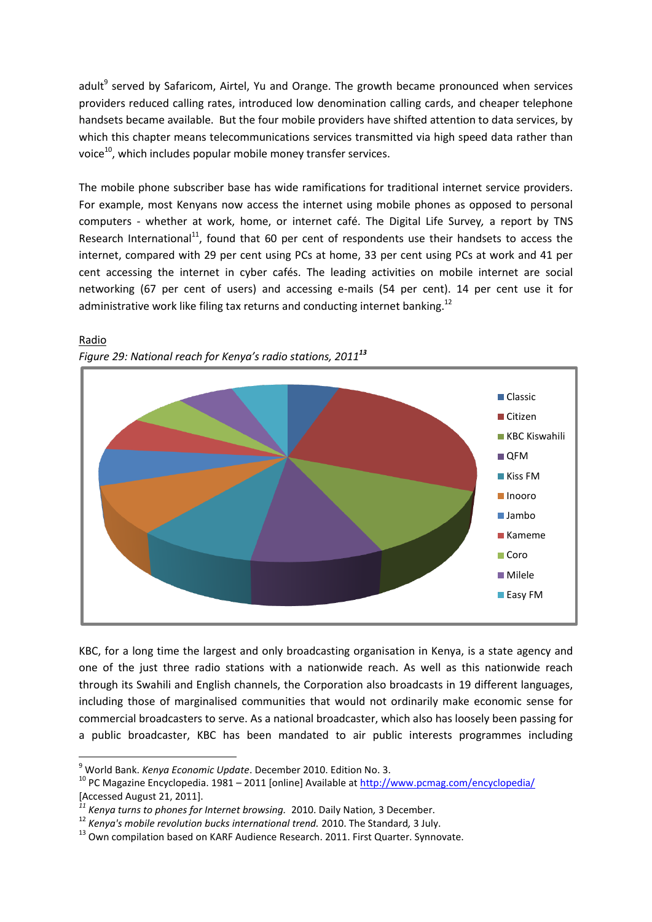adult[9] served by Safaricom, Airtel, Yu and Orange. The growth became pronounced when services providers reduced calling rates, introduced low denomination calling cards, and cheaper telephone handsets became available. But the four mobile providers have shifted attention to data services, by which this chapter means telecommunications services transmitted via high speed data rather than voice[10], which includes popular mobile money transfer services.

The mobile phone subscriber base has wide ramifications for traditional internet service providers. For example, most Kenyans now access the internet using mobile phones as opposed to personal computers - whether at work, home, or internet café. The Digital Life Survey, a report by TNS Research International[11], found that 60 per cent of respondents use their handsets to access the internet, compared with 29 per cent using PCs at home, 33 per cent using PCs at work and 41 per cent accessing the internet in cyber cafés. The leading activities on mobile internet are social networking (67 per cent of users) and accessing e-mails (54 per cent). 14 per cent use it for administrative work like filing tax returns and conducting internet banking.[12]

Radio

*Figure 29: National reach for Kenya's radio stations, 2011*[13]

Classic
Citizen
KBC Kiswahili
QFM
Kiss FM
Inooro
Jambo
Kameme
Coro
Milele
Easy FM

KBC, for a long time the largest and only broadcasting organisation in Kenya, is a state agency and one of the just three radio stations with a nationwide reach. As well as this nationwide reach through its Swahili and English channels, the Corporation also broadcasts in 19 different languages, including those of marginalised communities that would not ordinarily make economic sense for commercial broadcasters to serve. As a national broadcaster, which also has loosely been passing for a public broadcaster, KBC has been mandated to air public interests programmes including

---

[9] World Bank. *Kenya Economic Update*. December 2010. Edition No. 3.

[10] PC Magazine Encyclopedia. 1981 – 2011 [online] Available at http://www.pcmag.com/encyclopedia/ [Accessed August 21, 2011].

[11] *Kenya turns to phones for Internet browsing.* 2010. Daily Nation, 3 December.

[12] *Kenya's mobile revolution bucks international trend.* 2010. The Standard, 3 July.

[13] Own compilation based on KARF Audience Research. 2011. First Quarter. Synnovate.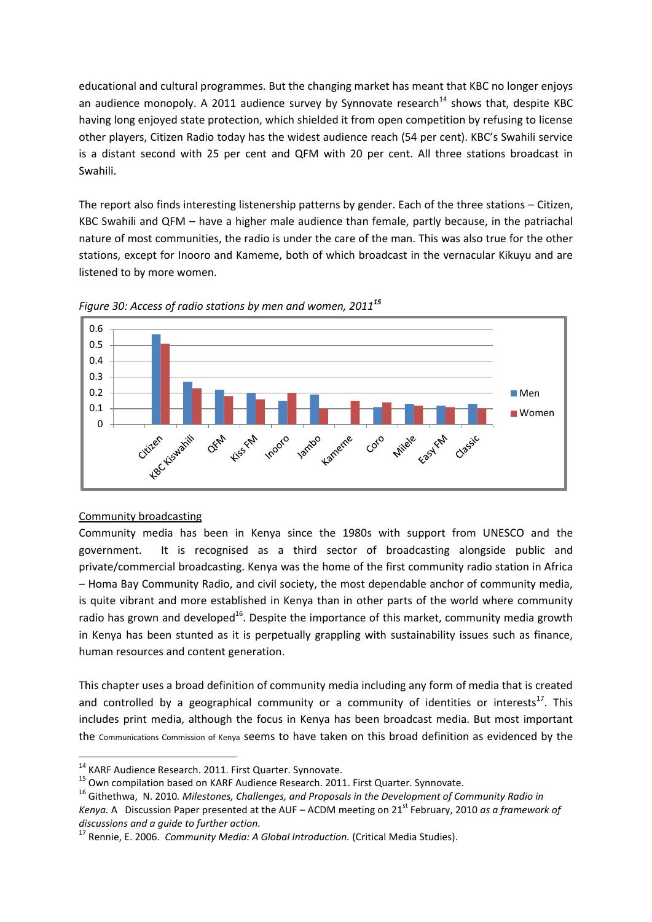educational and cultural programmes. But the changing market has meant that KBC no longer enjoys an audience monopoly. A 2011 audience survey by Synnovate research[14] shows that, despite KBC having long enjoyed state protection, which shielded it from open competition by refusing to license other players, Citizen Radio today has the widest audience reach (54 per cent). KBC's Swahili service is a distant second with 25 per cent and QFM with 20 per cent. All three stations broadcast in Swahili.

The report also finds interesting listenership patterns by gender. Each of the three stations – Citizen, KBC Swahili and QFM – have a higher male audience than female, partly because, in the patriachal nature of most communities, the radio is under the care of the man. This was also true for the other stations, except for Inooro and Kameme, both of which broadcast in the vernacular Kikuyu and are listened to by more women.

*Figure 30: Access of radio stations by men and women, 2011[15]*

0.6
0.5
0.4
0.3
0.2
0.1
0

Citizen
KBC Kiswahili
QFM
Kiss FM
Inooro
Jambo
Kameme
Coro
Milele
Easy FM
Classic

Men
Women

<u>Community broadcasting</u>

Community media has been in Kenya since the 1980s with support from UNESCO and the government. It is recognised as a third sector of broadcasting alongside public and private/commercial broadcasting. Kenya was the home of the first community radio station in Africa – Homa Bay Community Radio, and civil society, the most dependable anchor of community media, is quite vibrant and more established in Kenya than in other parts of the world where community radio has grown and developed[16]. Despite the importance of this market, community media growth in Kenya has been stunted as it is perpetually grappling with sustainability issues such as finance, human resources and content generation.

This chapter uses a broad definition of community media including any form of media that is created and controlled by a geographical community or a community of identities or interests[17]. This includes print media, although the focus in Kenya has been broadcast media. But most important the Communications Commission of Kenya seems to have taken on this broad definition as evidenced by the

---

[14] KARF Audience Research. 2011. First Quarter. Synnovate.

[15] Own compilation based on KARF Audience Research. 2011. First Quarter. Synnovate.

[16] Githethwa, N. 2010. *Milestones, Challenges, and Proposals in the Development of Community Radio in Kenya.* A Discussion Paper presented at the AUF – ACDM meeting on 21st February, 2010 *as a framework of discussions and a guide to further action.*

[17] Rennie, E. 2006. *Community Media: A Global Introduction.* (Critical Media Studies).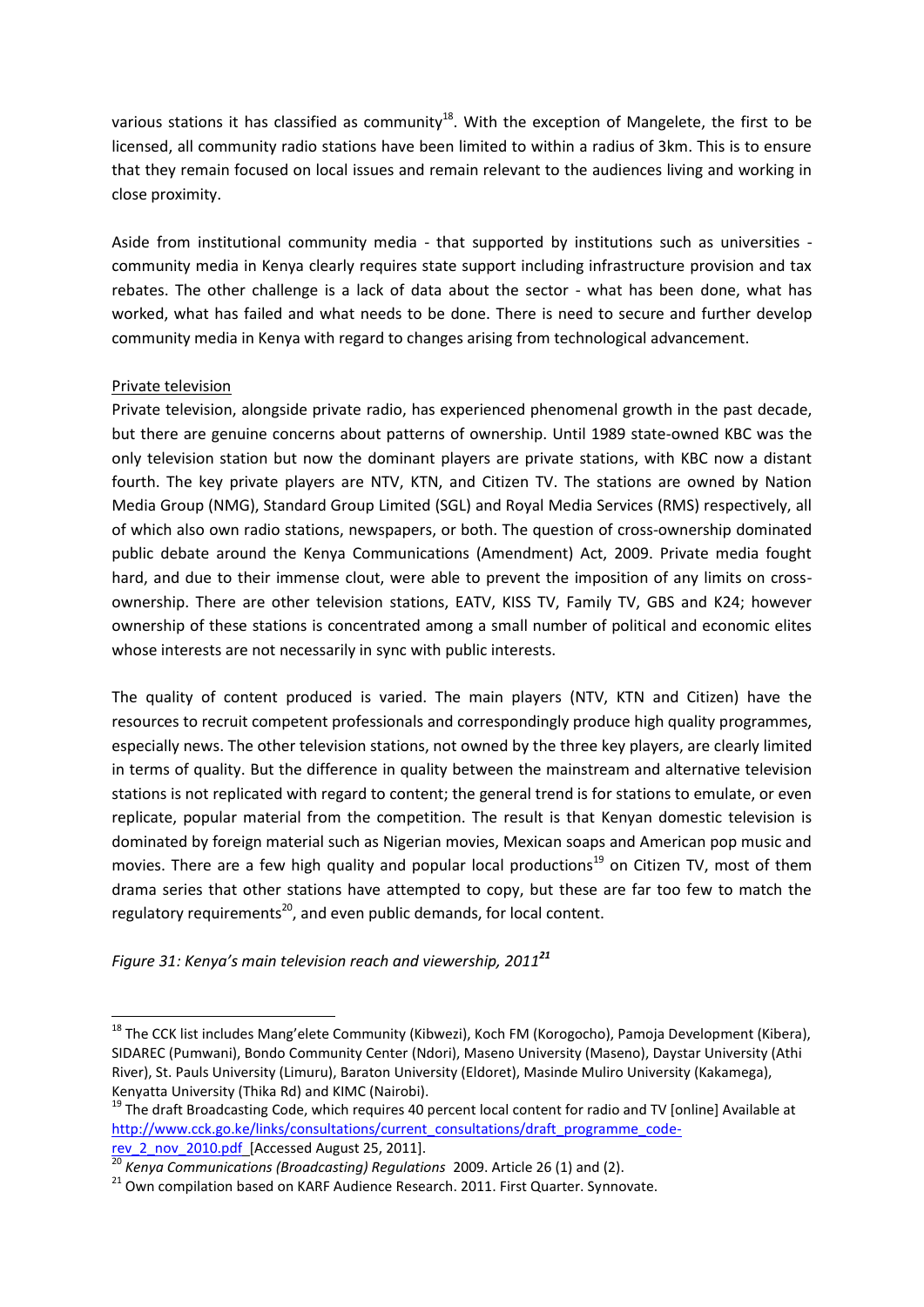various stations it has classified as community[18]. With the exception of Mangelete, the first to be licensed, all community radio stations have been limited to within a radius of 3km. This is to ensure that they remain focused on local issues and remain relevant to the audiences living and working in close proximity.

Aside from institutional community media - that supported by institutions such as universities - community media in Kenya clearly requires state support including infrastructure provision and tax rebates. The other challenge is a lack of data about the sector - what has been done, what has worked, what has failed and what needs to be done. There is need to secure and further develop community media in Kenya with regard to changes arising from technological advancement.

Private television

Private television, alongside private radio, has experienced phenomenal growth in the past decade, but there are genuine concerns about patterns of ownership. Until 1989 state-owned KBC was the only television station but now the dominant players are private stations, with KBC now a distant fourth. The key private players are NTV, KTN, and Citizen TV. The stations are owned by Nation Media Group (NMG), Standard Group Limited (SGL) and Royal Media Services (RMS) respectively, all of which also own radio stations, newspapers, or both. The question of cross-ownership dominated public debate around the Kenya Communications (Amendment) Act, 2009. Private media fought hard, and due to their immense clout, were able to prevent the imposition of any limits on cross-ownership. There are other television stations, EATV, KISS TV, Family TV, GBS and K24; however ownership of these stations is concentrated among a small number of political and economic elites whose interests are not necessarily in sync with public interests.

The quality of content produced is varied. The main players (NTV, KTN and Citizen) have the resources to recruit competent professionals and correspondingly produce high quality programmes, especially news. The other television stations, not owned by the three key players, are clearly limited in terms of quality. But the difference in quality between the mainstream and alternative television stations is not replicated with regard to content; the general trend is for stations to emulate, or even replicate, popular material from the competition. The result is that Kenyan domestic television is dominated by foreign material such as Nigerian movies, Mexican soaps and American pop music and movies. There are a few high quality and popular local productions[19] on Citizen TV, most of them drama series that other stations have attempted to copy, but these are far too few to match the regulatory requirements[20], and even public demands, for local content.

*Figure 31: Kenya's main television reach and viewership, 2011[21]*

---

[18] The CCK list includes Mang'elete Community (Kibwezi), Koch FM (Korogocho), Pamoja Development (Kibera), SIDAREC (Pumwani), Bondo Community Center (Ndori), Maseno University (Maseno), Daystar University (Athi River), St. Pauls University (Limuru), Baraton University (Eldoret), Masinde Muliro University (Kakamega), Kenyatta University (Thika Rd) and KIMC (Nairobi).

[19] The draft Broadcasting Code, which requires 40 percent local content for radio and TV [online] Available at http://www.cck.go.ke/links/consultations/current_consultations/draft_programme_code-rev_2_nov_2010.pdf [Accessed August 25, 2011].

[20] *Kenya Communications (Broadcasting) Regulations* 2009. Article 26 (1) and (2).

[21] Own compilation based on KARF Audience Research. 2011. First Quarter. Synnovate.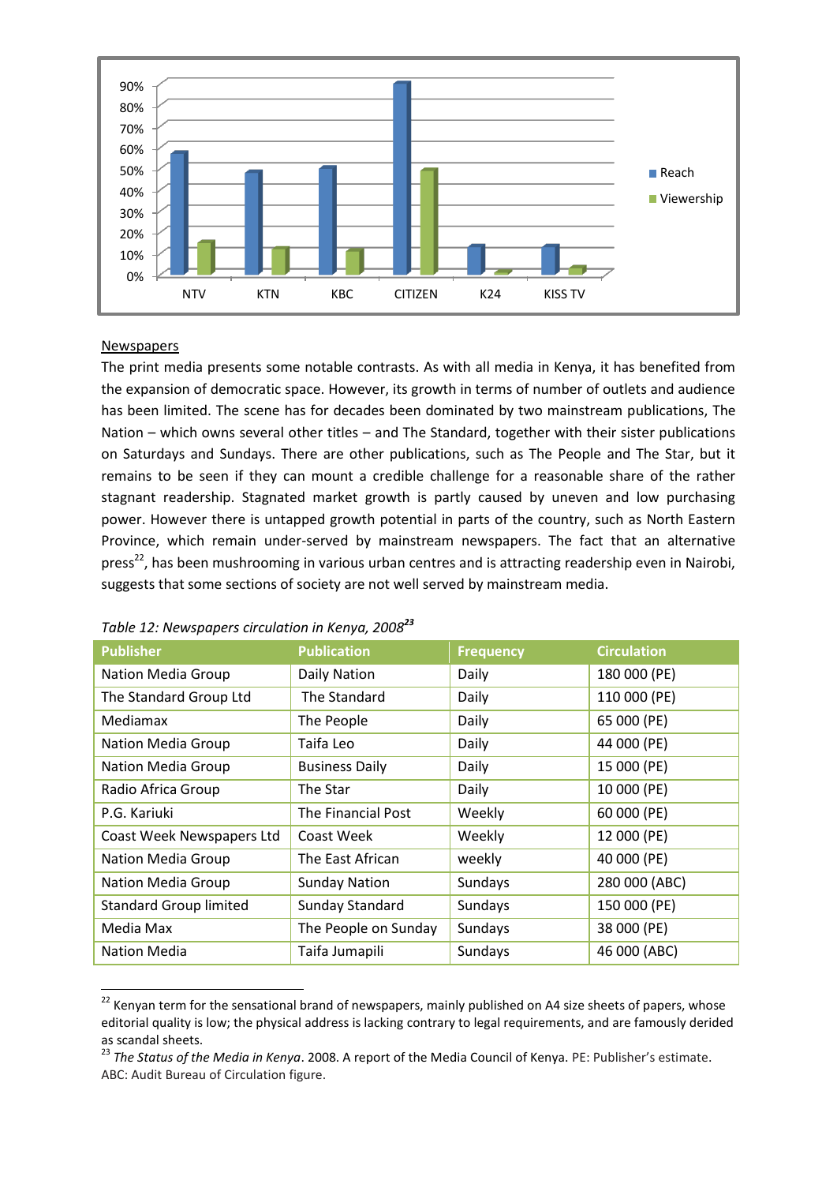90%
80%
70%
60%
50%
40%
30%
20%
10%
0%

NTV KTN KBC CITIZEN K24 KISS TV

Reach
Viewership

Newspapers

The print media presents some notable contrasts. As with all media in Kenya, it has benefited from the expansion of democratic space. However, its growth in terms of number of outlets and audience has been limited. The scene has for decades been dominated by two mainstream publications, The Nation – which owns several other titles – and The Standard, together with their sister publications on Saturdays and Sundays. There are other publications, such as The People and The Star, but it remains to be seen if they can mount a credible challenge for a reasonable share of the rather stagnant readership. Stagnated market growth is partly caused by uneven and low purchasing power. However there is untapped growth potential in parts of the country, such as North Eastern Province, which remain under-served by mainstream newspapers. The fact that an alternative press[22], has been mushrooming in various urban centres and is attracting readership even in Nairobi, suggests that some sections of society are not well served by mainstream media.

*Table 12: Newspapers circulation in Kenya, 2008*[23]

| Publisher | Publication | Frequency | Circulation |
|---|---|---|---|
| Nation Media Group | Daily Nation | Daily | 180 000 (PE) |
| The Standard Group Ltd | The Standard | Daily | 110 000 (PE) |
| Mediamax | The People | Daily | 65 000 (PE) |
| Nation Media Group | Taifa Leo | Daily | 44 000 (PE) |
| Nation Media Group | Business Daily | Daily | 15 000 (PE) |
| Radio Africa Group | The Star | Daily | 10 000 (PE) |
| P.G. Kariuki | The Financial Post | Weekly | 60 000 (PE) |
| Coast Week Newspapers Ltd | Coast Week | Weekly | 12 000 (PE) |
| Nation Media Group | The East African | weekly | 40 000 (PE) |
| Nation Media Group | Sunday Nation | Sundays | 280 000 (ABC) |
| Standard Group limited | Sunday Standard | Sundays | 150 000 (PE) |
| Media Max | The People on Sunday | Sundays | 38 000 (PE) |
| Nation Media | Taifa Jumapili | Sundays | 46 000 (ABC) |

[22] Kenyan term for the sensational brand of newspapers, mainly published on A4 size sheets of papers, whose editorial quality is low; the physical address is lacking contrary to legal requirements, and are famously derided as scandal sheets.

[23] *The Status of the Media in Kenya*. 2008. A report of the Media Council of Kenya. PE: Publisher's estimate. ABC: Audit Bureau of Circulation figure.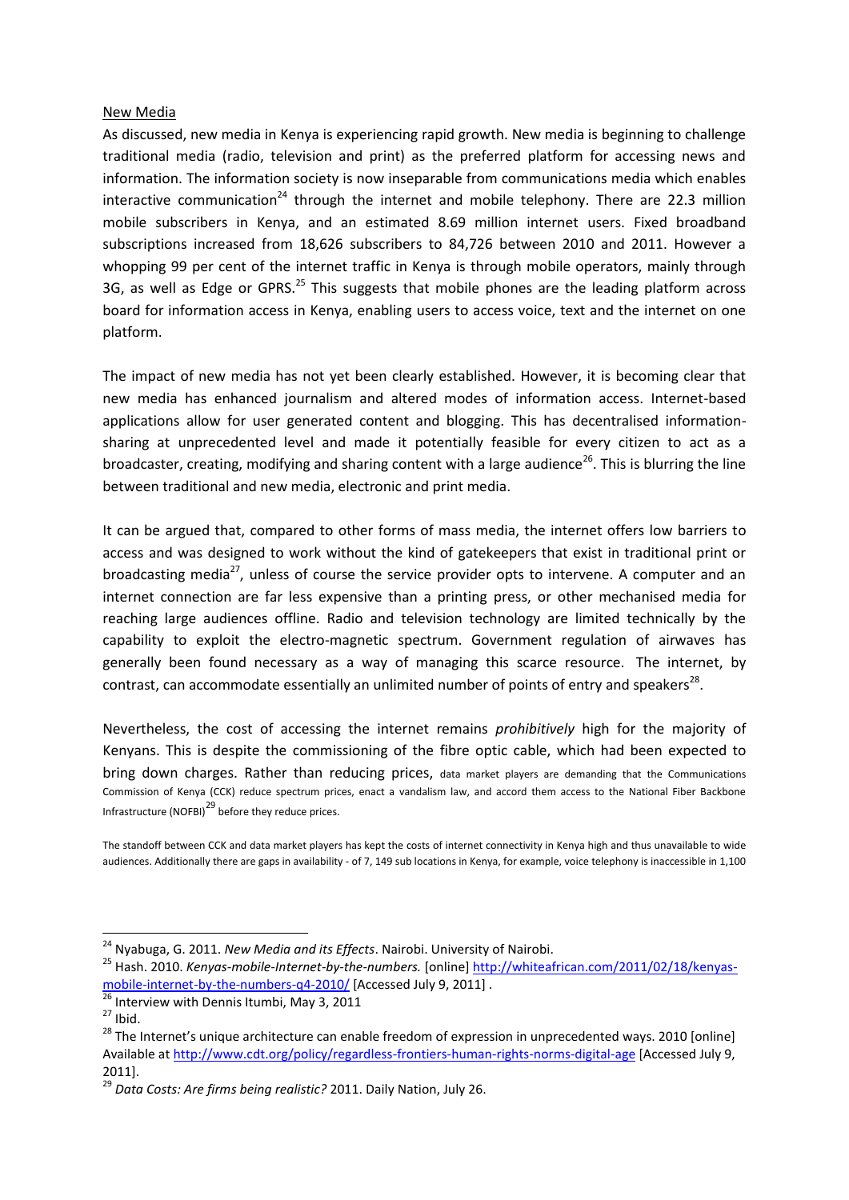New Media

As discussed, new media in Kenya is experiencing rapid growth. New media is beginning to challenge traditional media (radio, television and print) as the preferred platform for accessing news and information. The information society is now inseparable from communications media which enables interactive communication[24] through the internet and mobile telephony. There are 22.3 million mobile subscribers in Kenya, and an estimated 8.69 million internet users. Fixed broadband subscriptions increased from 18,626 subscribers to 84,726 between 2010 and 2011. However a whopping 99 per cent of the internet traffic in Kenya is through mobile operators, mainly through 3G, as well as Edge or GPRS.[25] This suggests that mobile phones are the leading platform across board for information access in Kenya, enabling users to access voice, text and the internet on one platform.

The impact of new media has not yet been clearly established. However, it is becoming clear that new media has enhanced journalism and altered modes of information access. Internet-based applications allow for user generated content and blogging. This has decentralised information-sharing at unprecedented level and made it potentially feasible for every citizen to act as a broadcaster, creating, modifying and sharing content with a large audience[26]. This is blurring the line between traditional and new media, electronic and print media.

It can be argued that, compared to other forms of mass media, the internet offers low barriers to access and was designed to work without the kind of gatekeepers that exist in traditional print or broadcasting media[27], unless of course the service provider opts to intervene. A computer and an internet connection are far less expensive than a printing press, or other mechanised media for reaching large audiences offline. Radio and television technology are limited technically by the capability to exploit the electro-magnetic spectrum. Government regulation of airwaves has generally been found necessary as a way of managing this scarce resource. The internet, by contrast, can accommodate essentially an unlimited number of points of entry and speakers[28].

Nevertheless, the cost of accessing the internet remains *prohibitively* high for the majority of Kenyans. This is despite the commissioning of the fibre optic cable, which had been expected to bring down charges. Rather than reducing prices, data market players are demanding that the Communications Commission of Kenya (CCK) reduce spectrum prices, enact a vandalism law, and accord them access to the National Fiber Backbone Infrastructure (NOFBI)[29] before they reduce prices.

The standoff between CCK and data market players has kept the costs of internet connectivity in Kenya high and thus unavailable to wide audiences. Additionally there are gaps in availability - of 7, 149 sub locations in Kenya, for example, voice telephony is inaccessible in 1,100

---

[24] Nyabuga, G. 2011. *New Media and its Effects*. Nairobi. University of Nairobi.

[25] Hash. 2010. *Kenyas-mobile-Internet-by-the-numbers.* [online] http://whiteafrican.com/2011/02/18/kenyas-mobile-internet-by-the-numbers-q4-2010/ [Accessed July 9, 2011] .

[26] Interview with Dennis Itumbi, May 3, 2011

[27] Ibid.

[28] The Internet's unique architecture can enable freedom of expression in unprecedented ways. 2010 [online] Available at http://www.cdt.org/policy/regardless-frontiers-human-rights-norms-digital-age [Accessed July 9, 2011].

[29] *Data Costs: Are firms being realistic?* 2011. Daily Nation, July 26.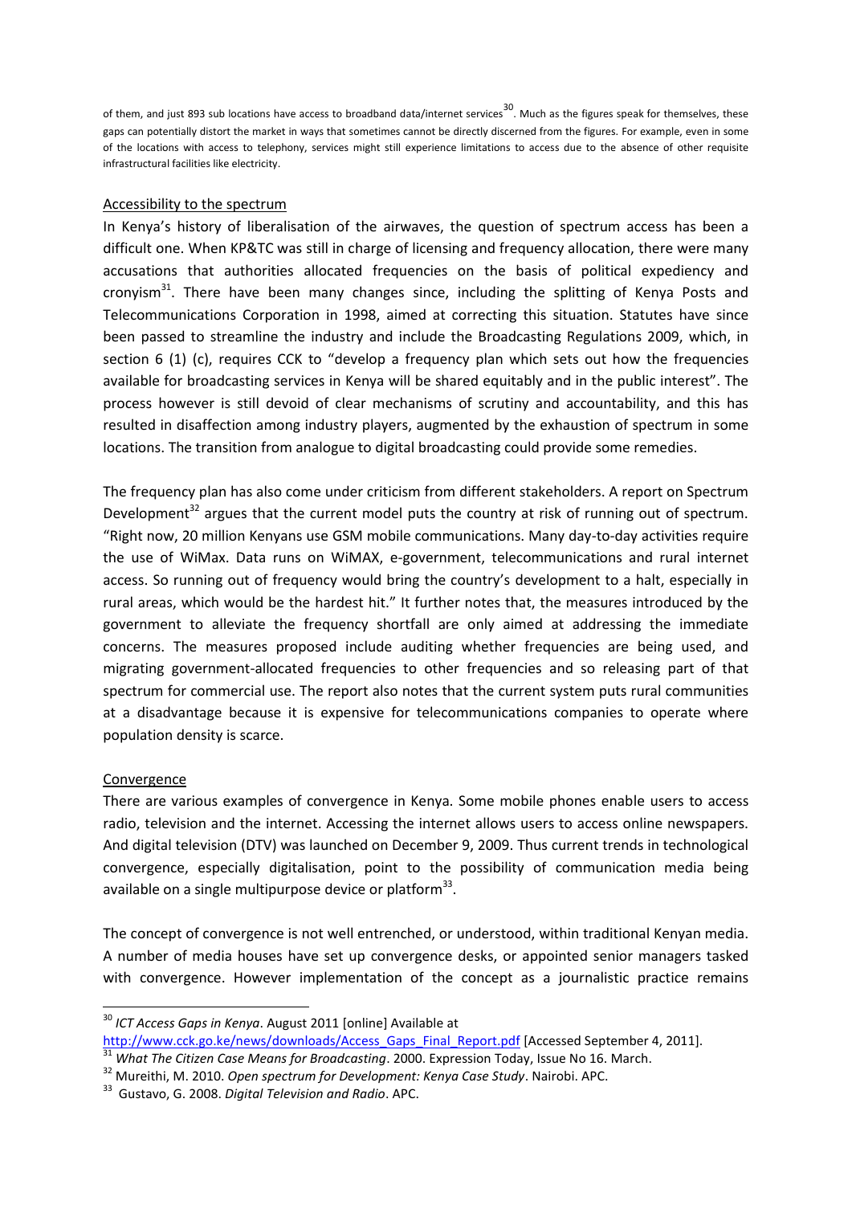of them, and just 893 sub locations have access to broadband data/internet services[30]. Much as the figures speak for themselves, these gaps can potentially distort the market in ways that sometimes cannot be directly discerned from the figures. For example, even in some of the locations with access to telephony, services might still experience limitations to access due to the absence of other requisite infrastructural facilities like electricity.

Accessibility to the spectrum

In Kenya's history of liberalisation of the airwaves, the question of spectrum access has been a difficult one. When KP&TC was still in charge of licensing and frequency allocation, there were many accusations that authorities allocated frequencies on the basis of political expediency and cronyism[31]. There have been many changes since, including the splitting of Kenya Posts and Telecommunications Corporation in 1998, aimed at correcting this situation. Statutes have since been passed to streamline the industry and include the Broadcasting Regulations 2009, which, in section 6 (1) (c), requires CCK to "develop a frequency plan which sets out how the frequencies available for broadcasting services in Kenya will be shared equitably and in the public interest". The process however is still devoid of clear mechanisms of scrutiny and accountability, and this has resulted in disaffection among industry players, augmented by the exhaustion of spectrum in some locations. The transition from analogue to digital broadcasting could provide some remedies.

The frequency plan has also come under criticism from different stakeholders. A report on Spectrum Development[32] argues that the current model puts the country at risk of running out of spectrum. "Right now, 20 million Kenyans use GSM mobile communications. Many day-to-day activities require the use of WiMax. Data runs on WiMAX, e-government, telecommunications and rural internet access. So running out of frequency would bring the country's development to a halt, especially in rural areas, which would be the hardest hit." It further notes that, the measures introduced by the government to alleviate the frequency shortfall are only aimed at addressing the immediate concerns. The measures proposed include auditing whether frequencies are being used, and migrating government-allocated frequencies to other frequencies and so releasing part of that spectrum for commercial use. The report also notes that the current system puts rural communities at a disadvantage because it is expensive for telecommunications companies to operate where population density is scarce.

Convergence

There are various examples of convergence in Kenya. Some mobile phones enable users to access radio, television and the internet. Accessing the internet allows users to access online newspapers. And digital television (DTV) was launched on December 9, 2009. Thus current trends in technological convergence, especially digitalisation, point to the possibility of communication media being available on a single multipurpose device or platform[33].

The concept of convergence is not well entrenched, or understood, within traditional Kenyan media. A number of media houses have set up convergence desks, or appointed senior managers tasked with convergence. However implementation of the concept as a journalistic practice remains

---

[30] *ICT Access Gaps in Kenya*. August 2011 [online] Available at http://www.cck.go.ke/news/downloads/Access_Gaps_Final_Report.pdf [Accessed September 4, 2011].

[31] *What The Citizen Case Means for Broadcasting*. 2000. Expression Today, Issue No 16. March.

[32] Mureithi, M. 2010. *Open spectrum for Development: Kenya Case Study*. Nairobi. APC.

[33] Gustavo, G. 2008. *Digital Television and Radio*. APC.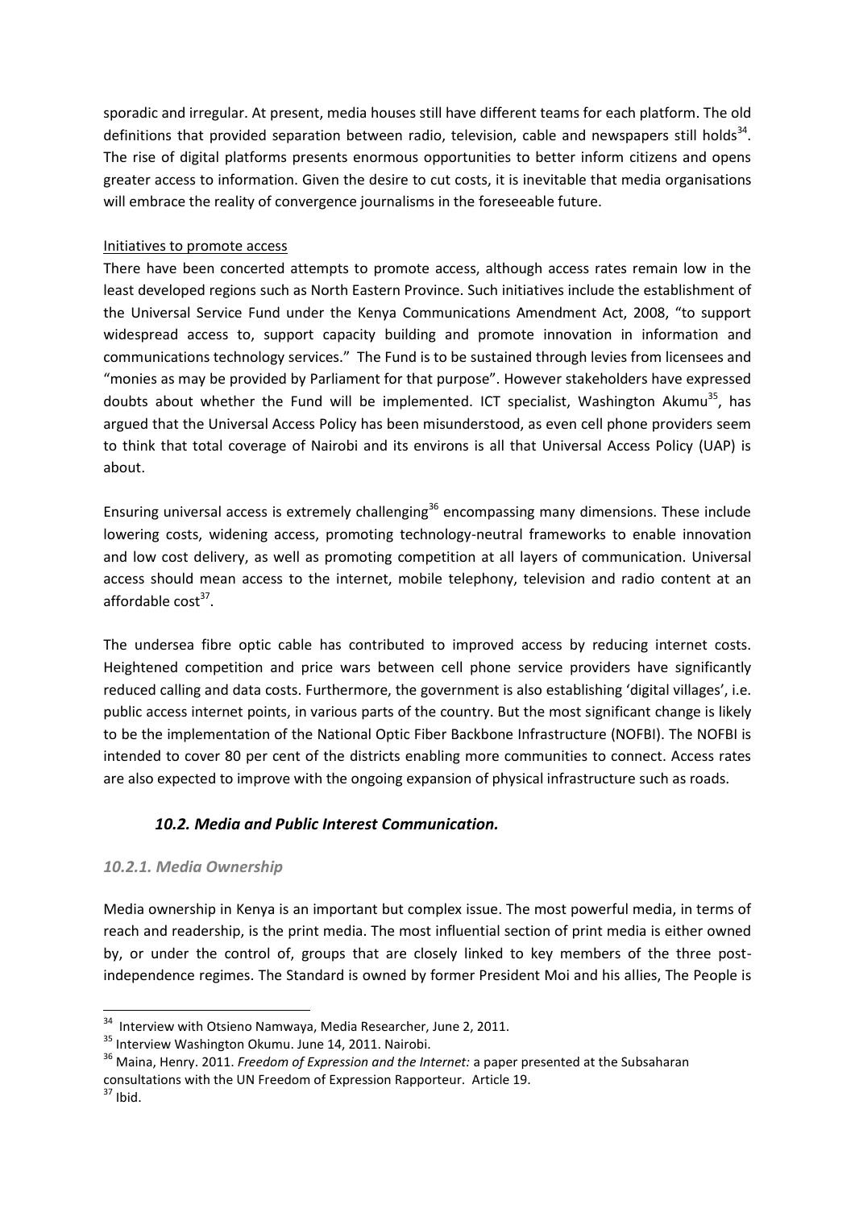sporadic and irregular. At present, media houses still have different teams for each platform. The old definitions that provided separation between radio, television, cable and newspapers still holds[34]. The rise of digital platforms presents enormous opportunities to better inform citizens and opens greater access to information. Given the desire to cut costs, it is inevitable that media organisations will embrace the reality of convergence journalisms in the foreseeable future.

Initiatives to promote access

There have been concerted attempts to promote access, although access rates remain low in the least developed regions such as North Eastern Province. Such initiatives include the establishment of the Universal Service Fund under the Kenya Communications Amendment Act, 2008, "to support widespread access to, support capacity building and promote innovation in information and communications technology services." The Fund is to be sustained through levies from licensees and "monies as may be provided by Parliament for that purpose". However stakeholders have expressed doubts about whether the Fund will be implemented. ICT specialist, Washington Akumu[35], has argued that the Universal Access Policy has been misunderstood, as even cell phone providers seem to think that total coverage of Nairobi and its environs is all that Universal Access Policy (UAP) is about.

Ensuring universal access is extremely challenging[36] encompassing many dimensions. These include lowering costs, widening access, promoting technology-neutral frameworks to enable innovation and low cost delivery, as well as promoting competition at all layers of communication. Universal access should mean access to the internet, mobile telephony, television and radio content at an affordable cost[37].

The undersea fibre optic cable has contributed to improved access by reducing internet costs. Heightened competition and price wars between cell phone service providers have significantly reduced calling and data costs. Furthermore, the government is also establishing 'digital villages', i.e. public access internet points, in various parts of the country. But the most significant change is likely to be the implementation of the National Optic Fiber Backbone Infrastructure (NOFBI). The NOFBI is intended to cover 80 per cent of the districts enabling more communities to connect. Access rates are also expected to improve with the ongoing expansion of physical infrastructure such as roads.

## *10.2. Media and Public Interest Communication.*

### *10.2.1. Media Ownership*

Media ownership in Kenya is an important but complex issue. The most powerful media, in terms of reach and readership, is the print media. The most influential section of print media is either owned by, or under the control of, groups that are closely linked to key members of the three post-independence regimes. The Standard is owned by former President Moi and his allies, The People is

---

[34] Interview with Otsieno Namwaya, Media Researcher, June 2, 2011.

[35] Interview Washington Okumu. June 14, 2011. Nairobi.

[36] Maina, Henry. 2011. *Freedom of Expression and the Internet:* a paper presented at the Subsaharan consultations with the UN Freedom of Expression Rapporteur. Article 19.

[37] Ibid.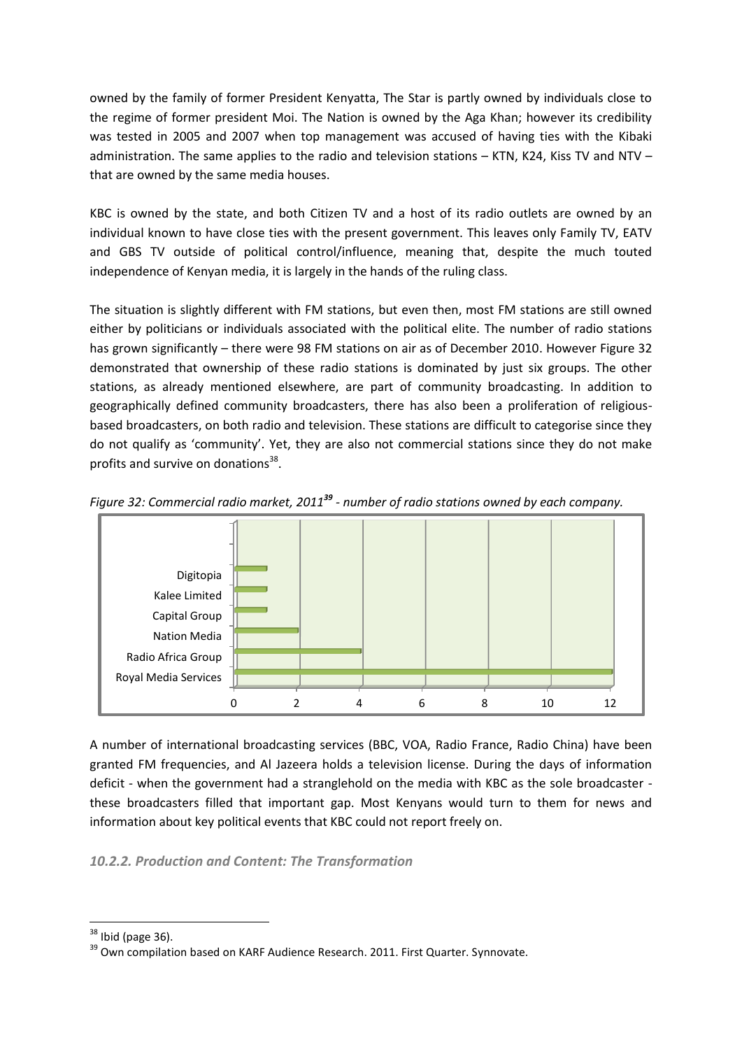owned by the family of former President Kenyatta, The Star is partly owned by individuals close to the regime of former president Moi. The Nation is owned by the Aga Khan; however its credibility was tested in 2005 and 2007 when top management was accused of having ties with the Kibaki administration. The same applies to the radio and television stations – KTN, K24, Kiss TV and NTV – that are owned by the same media houses.

KBC is owned by the state, and both Citizen TV and a host of its radio outlets are owned by an individual known to have close ties with the present government. This leaves only Family TV, EATV and GBS TV outside of political control/influence, meaning that, despite the much touted independence of Kenyan media, it is largely in the hands of the ruling class.

The situation is slightly different with FM stations, but even then, most FM stations are still owned either by politicians or individuals associated with the political elite. The number of radio stations has grown significantly – there were 98 FM stations on air as of December 2010. However Figure 32 demonstrated that ownership of these radio stations is dominated by just six groups. The other stations, as already mentioned elsewhere, are part of community broadcasting. In addition to geographically defined community broadcasters, there has also been a proliferation of religious-based broadcasters, on both radio and television. These stations are difficult to categorise since they do not qualify as 'community'. Yet, they are also not commercial stations since they do not make profits and survive on donations[38].

*Figure 32: Commercial radio market, 2011[39] - number of radio stations owned by each company.*

Digitopia
Kalee Limited
Capital Group
Nation Media
Radio Africa Group
Royal Media Services

0 2 4 6 8 10 12

A number of international broadcasting services (BBC, VOA, Radio France, Radio China) have been granted FM frequencies, and Al Jazeera holds a television license. During the days of information deficit - when the government had a stranglehold on the media with KBC as the sole broadcaster - these broadcasters filled that important gap. Most Kenyans would turn to them for news and information about key political events that KBC could not report freely on.

### *10.2.2. Production and Content: The Transformation*

[38] Ibid (page 36).

[39] Own compilation based on KARF Audience Research. 2011. First Quarter. Synnovate.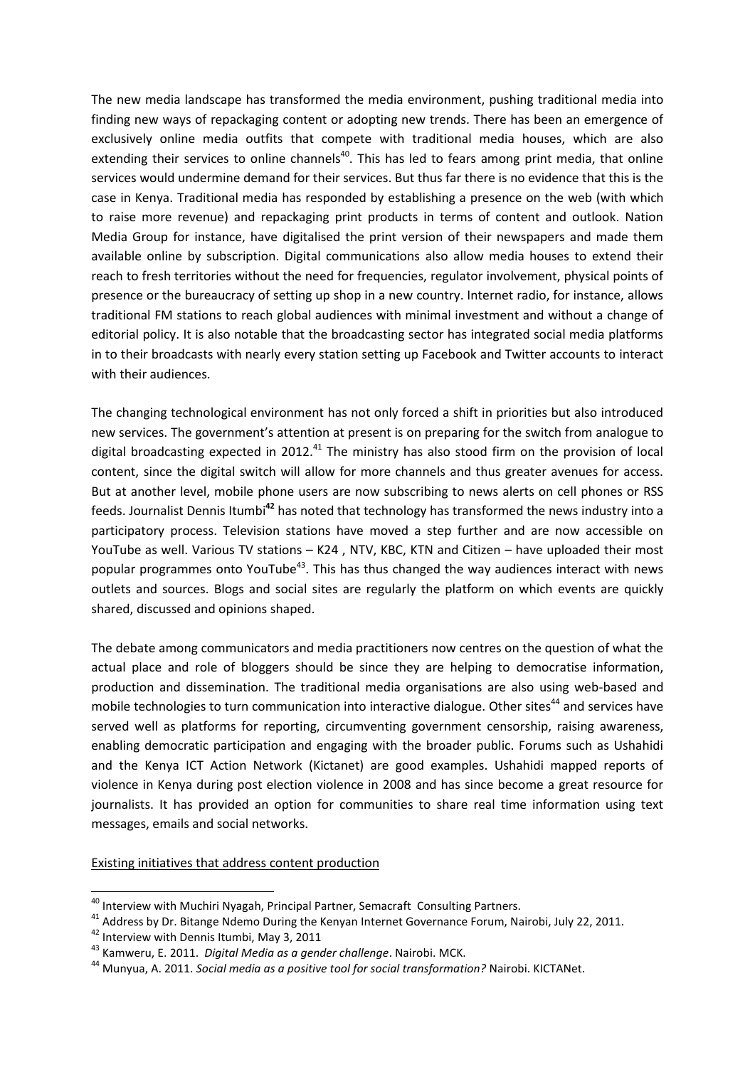The new media landscape has transformed the media environment, pushing traditional media into finding new ways of repackaging content or adopting new trends. There has been an emergence of exclusively online media outfits that compete with traditional media houses, which are also extending their services to online channels[40]. This has led to fears among print media, that online services would undermine demand for their services. But thus far there is no evidence that this is the case in Kenya. Traditional media has responded by establishing a presence on the web (with which to raise more revenue) and repackaging print products in terms of content and outlook. Nation Media Group for instance, have digitalised the print version of their newspapers and made them available online by subscription. Digital communications also allow media houses to extend their reach to fresh territories without the need for frequencies, regulator involvement, physical points of presence or the bureaucracy of setting up shop in a new country. Internet radio, for instance, allows traditional FM stations to reach global audiences with minimal investment and without a change of editorial policy. It is also notable that the broadcasting sector has integrated social media platforms in to their broadcasts with nearly every station setting up Facebook and Twitter accounts to interact with their audiences.

The changing technological environment has not only forced a shift in priorities but also introduced new services. The government's attention at present is on preparing for the switch from analogue to digital broadcasting expected in 2012.[41] The ministry has also stood firm on the provision of local content, since the digital switch will allow for more channels and thus greater avenues for access. But at another level, mobile phone users are now subscribing to news alerts on cell phones or RSS feeds. Journalist Dennis Itumbi[42] has noted that technology has transformed the news industry into a participatory process. Television stations have moved a step further and are now accessible on YouTube as well. Various TV stations – K24 , NTV, KBC, KTN and Citizen – have uploaded their most popular programmes onto YouTube[43]. This has thus changed the way audiences interact with news outlets and sources. Blogs and social sites are regularly the platform on which events are quickly shared, discussed and opinions shaped.

The debate among communicators and media practitioners now centres on the question of what the actual place and role of bloggers should be since they are helping to democratise information, production and dissemination. The traditional media organisations are also using web-based and mobile technologies to turn communication into interactive dialogue. Other sites[44] and services have served well as platforms for reporting, circumventing government censorship, raising awareness, enabling democratic participation and engaging with the broader public. Forums such as Ushahidi and the Kenya ICT Action Network (Kictanet) are good examples. Ushahidi mapped reports of violence in Kenya during post election violence in 2008 and has since become a great resource for journalists. It has provided an option for communities to share real time information using text messages, emails and social networks.

<u>Existing initiatives that address content production</u>

---

[40] Interview with Muchiri Nyagah, Principal Partner, Semacraft Consulting Partners.

[41] Address by Dr. Bitange Ndemo During the Kenyan Internet Governance Forum, Nairobi, July 22, 2011.

[42] Interview with Dennis Itumbi, May 3, 2011

[43] Kamweru, E. 2011. *Digital Media as a gender challenge*. Nairobi. MCK.

[44] Munyua, A. 2011. *Social media as a positive tool for social transformation?* Nairobi. KICTANet.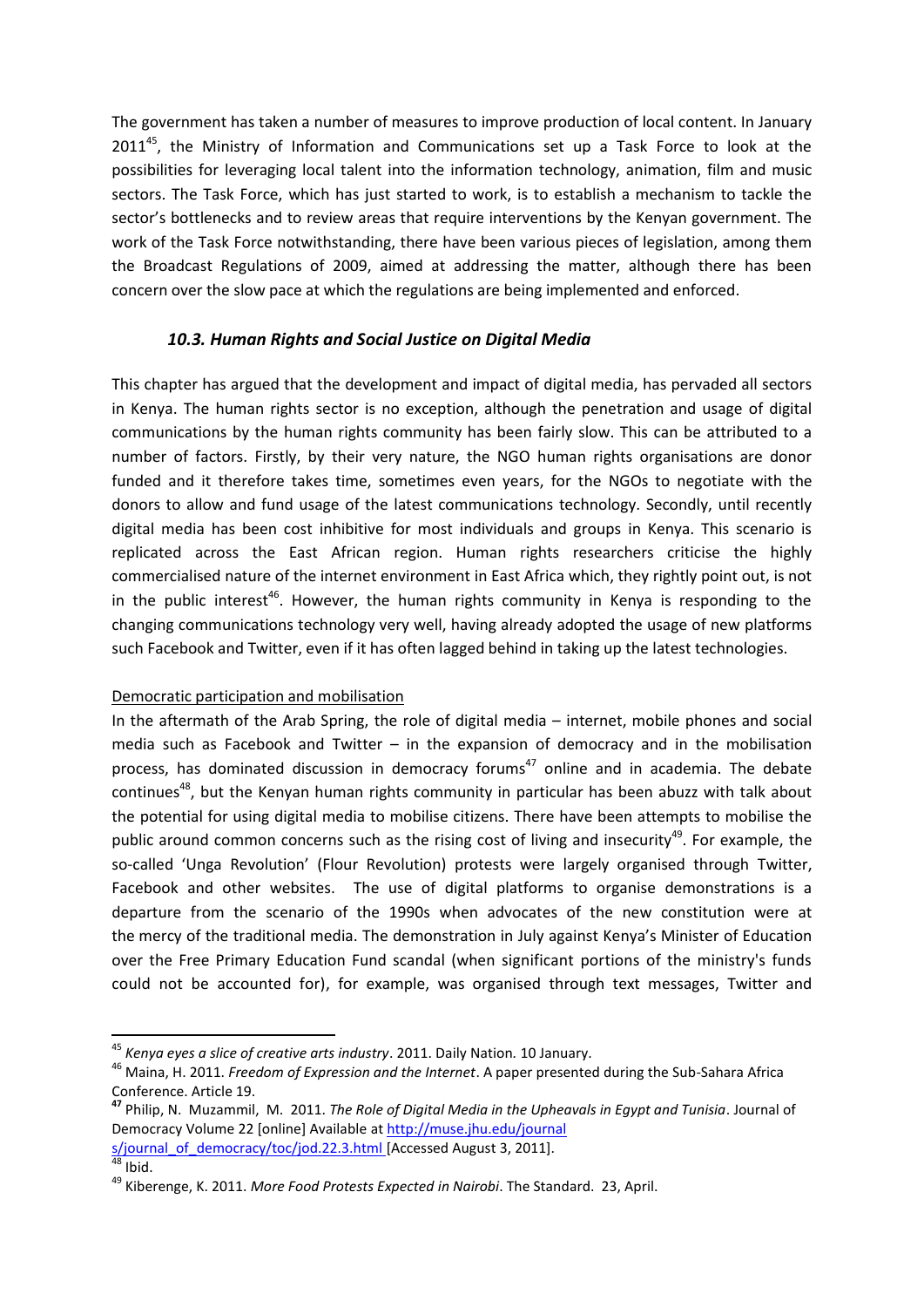The government has taken a number of measures to improve production of local content. In January 2011[45], the Ministry of Information and Communications set up a Task Force to look at the possibilities for leveraging local talent into the information technology, animation, film and music sectors. The Task Force, which has just started to work, is to establish a mechanism to tackle the sector's bottlenecks and to review areas that require interventions by the Kenyan government. The work of the Task Force notwithstanding, there have been various pieces of legislation, among them the Broadcast Regulations of 2009, aimed at addressing the matter, although there has been concern over the slow pace at which the regulations are being implemented and enforced.

### *10.3. Human Rights and Social Justice on Digital Media*

This chapter has argued that the development and impact of digital media, has pervaded all sectors in Kenya. The human rights sector is no exception, although the penetration and usage of digital communications by the human rights community has been fairly slow. This can be attributed to a number of factors. Firstly, by their very nature, the NGO human rights organisations are donor funded and it therefore takes time, sometimes even years, for the NGOs to negotiate with the donors to allow and fund usage of the latest communications technology. Secondly, until recently digital media has been cost inhibitive for most individuals and groups in Kenya. This scenario is replicated across the East African region. Human rights researchers criticise the highly commercialised nature of the internet environment in East Africa which, they rightly point out, is not in the public interest[46]. However, the human rights community in Kenya is responding to the changing communications technology very well, having already adopted the usage of new platforms such Facebook and Twitter, even if it has often lagged behind in taking up the latest technologies.

<u>Democratic participation and mobilisation</u>

In the aftermath of the Arab Spring, the role of digital media – internet, mobile phones and social media such as Facebook and Twitter – in the expansion of democracy and in the mobilisation process, has dominated discussion in democracy forums[47] online and in academia. The debate continues[48], but the Kenyan human rights community in particular has been abuzz with talk about the potential for using digital media to mobilise citizens. There have been attempts to mobilise the public around common concerns such as the rising cost of living and insecurity[49]. For example, the so-called 'Unga Revolution' (Flour Revolution) protests were largely organised through Twitter, Facebook and other websites. The use of digital platforms to organise demonstrations is a departure from the scenario of the 1990s when advocates of the new constitution were at the mercy of the traditional media. The demonstration in July against Kenya's Minister of Education over the Free Primary Education Fund scandal (when significant portions of the ministry's funds could not be accounted for), for example, was organised through text messages, Twitter and

---

[45] *Kenya eyes a slice of creative arts industry*. 2011. Daily Nation. 10 January.

[46] Maina, H. 2011. *Freedom of Expression and the Internet*. A paper presented during the Sub-Sahara Africa Conference. Article 19.

[47] Philip, N. Muzzammil, M. 2011. *The Role of Digital Media in the Upheavals in Egypt and Tunisia*. Journal of Democracy Volume 22 [online] Available at http://muse.jhu.edu/journals/journal_of_democracy/toc/jod.22.3.html [Accessed August 3, 2011].

[48] Ibid.

[49] Kiberenge, K. 2011. *More Food Protests Expected in Nairobi*. The Standard. 23, April.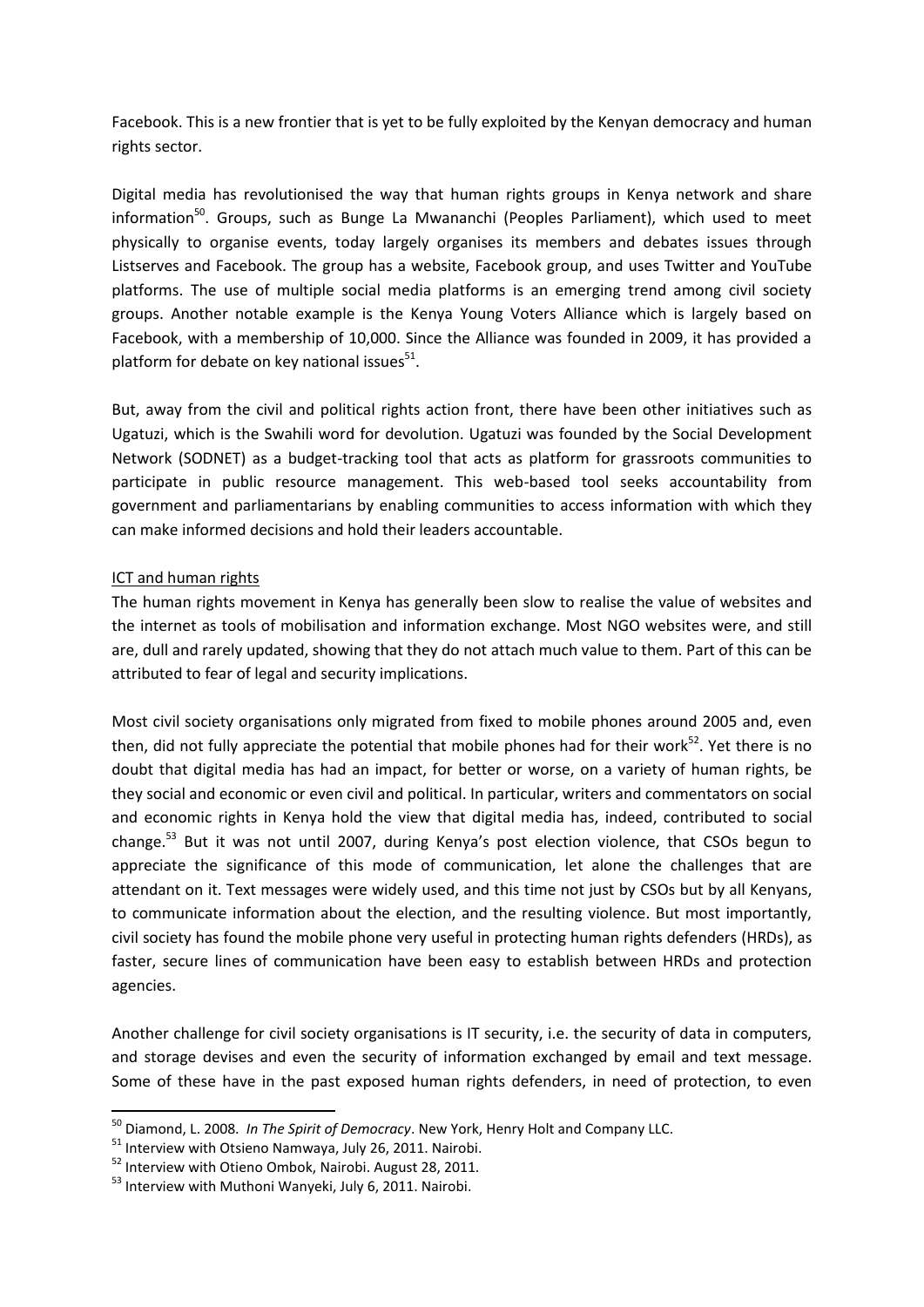Facebook. This is a new frontier that is yet to be fully exploited by the Kenyan democracy and human rights sector.

Digital media has revolutionised the way that human rights groups in Kenya network and share information[50]. Groups, such as Bunge La Mwananchi (Peoples Parliament), which used to meet physically to organise events, today largely organises its members and debates issues through Listserves and Facebook. The group has a website, Facebook group, and uses Twitter and YouTube platforms. The use of multiple social media platforms is an emerging trend among civil society groups. Another notable example is the Kenya Young Voters Alliance which is largely based on Facebook, with a membership of 10,000. Since the Alliance was founded in 2009, it has provided a platform for debate on key national issues[51].

But, away from the civil and political rights action front, there have been other initiatives such as Ugatuzi, which is the Swahili word for devolution. Ugatuzi was founded by the Social Development Network (SODNET) as a budget-tracking tool that acts as platform for grassroots communities to participate in public resource management. This web-based tool seeks accountability from government and parliamentarians by enabling communities to access information with which they can make informed decisions and hold their leaders accountable.

<u>ICT and human rights</u>

The human rights movement in Kenya has generally been slow to realise the value of websites and the internet as tools of mobilisation and information exchange. Most NGO websites were, and still are, dull and rarely updated, showing that they do not attach much value to them. Part of this can be attributed to fear of legal and security implications.

Most civil society organisations only migrated from fixed to mobile phones around 2005 and, even then, did not fully appreciate the potential that mobile phones had for their work[52]. Yet there is no doubt that digital media has had an impact, for better or worse, on a variety of human rights, be they social and economic or even civil and political. In particular, writers and commentators on social and economic rights in Kenya hold the view that digital media has, indeed, contributed to social change.[53] But it was not until 2007, during Kenya's post election violence, that CSOs begun to appreciate the significance of this mode of communication, let alone the challenges that are attendant on it. Text messages were widely used, and this time not just by CSOs but by all Kenyans, to communicate information about the election, and the resulting violence. But most importantly, civil society has found the mobile phone very useful in protecting human rights defenders (HRDs), as faster, secure lines of communication have been easy to establish between HRDs and protection agencies.

Another challenge for civil society organisations is IT security, i.e. the security of data in computers, and storage devises and even the security of information exchanged by email and text message. Some of these have in the past exposed human rights defenders, in need of protection, to even

---

[50] Diamond, L. 2008. *In The Spirit of Democracy*. New York, Henry Holt and Company LLC.

[51] Interview with Otsieno Namwaya, July 26, 2011. Nairobi.

[52] Interview with Otieno Ombok, Nairobi. August 28, 2011.

[53] Interview with Muthoni Wanyeki, July 6, 2011. Nairobi.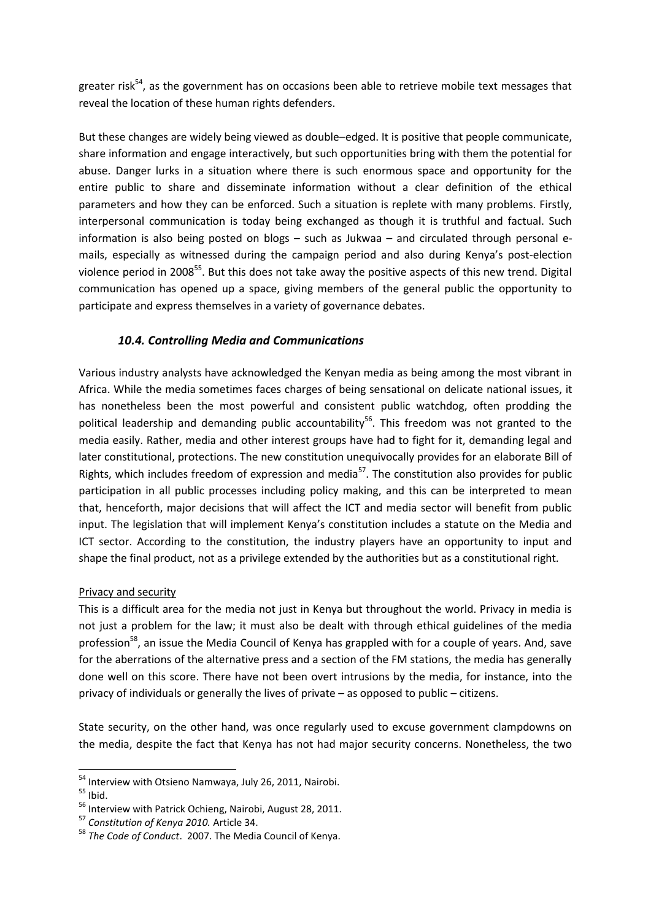greater risk[54], as the government has on occasions been able to retrieve mobile text messages that reveal the location of these human rights defenders.

But these changes are widely being viewed as double–edged. It is positive that people communicate, share information and engage interactively, but such opportunities bring with them the potential for abuse. Danger lurks in a situation where there is such enormous space and opportunity for the entire public to share and disseminate information without a clear definition of the ethical parameters and how they can be enforced. Such a situation is replete with many problems. Firstly, interpersonal communication is today being exchanged as though it is truthful and factual. Such information is also being posted on blogs – such as Jukwaa – and circulated through personal e-mails, especially as witnessed during the campaign period and also during Kenya's post-election violence period in 2008[55]. But this does not take away the positive aspects of this new trend. Digital communication has opened up a space, giving members of the general public the opportunity to participate and express themselves in a variety of governance debates.

### *10.4. Controlling Media and Communications*

Various industry analysts have acknowledged the Kenyan media as being among the most vibrant in Africa. While the media sometimes faces charges of being sensational on delicate national issues, it has nonetheless been the most powerful and consistent public watchdog, often prodding the political leadership and demanding public accountability[56]. This freedom was not granted to the media easily. Rather, media and other interest groups have had to fight for it, demanding legal and later constitutional, protections. The new constitution unequivocally provides for an elaborate Bill of Rights, which includes freedom of expression and media[57]. The constitution also provides for public participation in all public processes including policy making, and this can be interpreted to mean that, henceforth, major decisions that will affect the ICT and media sector will benefit from public input. The legislation that will implement Kenya's constitution includes a statute on the Media and ICT sector. According to the constitution, the industry players have an opportunity to input and shape the final product, not as a privilege extended by the authorities but as a constitutional right.

Privacy and security

This is a difficult area for the media not just in Kenya but throughout the world. Privacy in media is not just a problem for the law; it must also be dealt with through ethical guidelines of the media profession[58], an issue the Media Council of Kenya has grappled with for a couple of years. And, save for the aberrations of the alternative press and a section of the FM stations, the media has generally done well on this score. There have not been overt intrusions by the media, for instance, into the privacy of individuals or generally the lives of private – as opposed to public – citizens.

State security, on the other hand, was once regularly used to excuse government clampdowns on the media, despite the fact that Kenya has not had major security concerns. Nonetheless, the two

---

[54] Interview with Otsieno Namwaya, July 26, 2011, Nairobi.

[55] Ibid.

[56] Interview with Patrick Ochieng, Nairobi, August 28, 2011.

[57] *Constitution of Kenya 2010.* Article 34.

[58] *The Code of Conduct*. 2007. The Media Council of Kenya.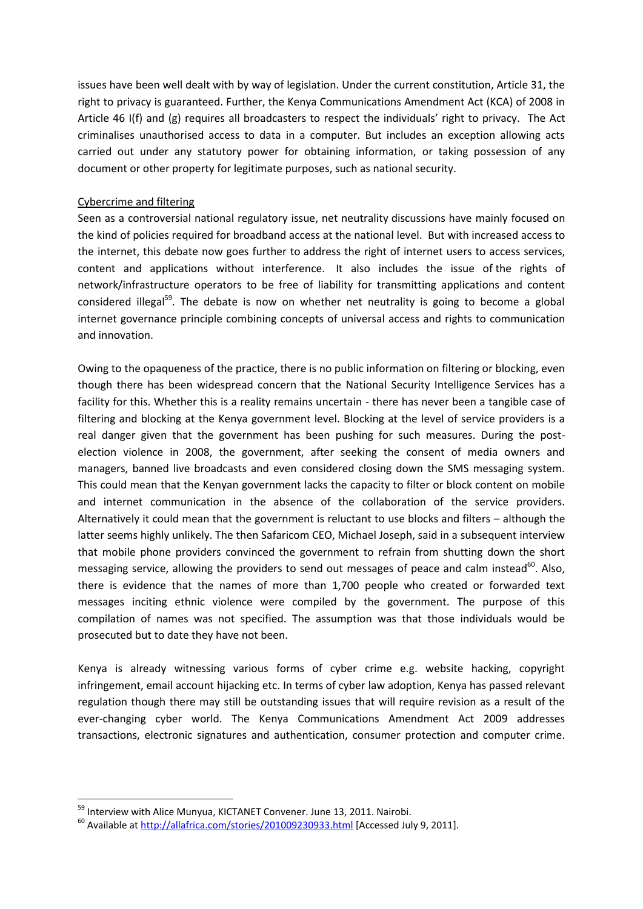issues have been well dealt with by way of legislation. Under the current constitution, Article 31, the right to privacy is guaranteed. Further, the Kenya Communications Amendment Act (KCA) of 2008 in Article 46 I(f) and (g) requires all broadcasters to respect the individuals' right to privacy. The Act criminalises unauthorised access to data in a computer. But includes an exception allowing acts carried out under any statutory power for obtaining information, or taking possession of any document or other property for legitimate purposes, such as national security.

Cybercrime and filtering

Seen as a controversial national regulatory issue, net neutrality discussions have mainly focused on the kind of policies required for broadband access at the national level. But with increased access to the internet, this debate now goes further to address the right of internet users to access services, content and applications without interference. It also includes the issue of the rights of network/infrastructure operators to be free of liability for transmitting applications and content considered illegal[59]. The debate is now on whether net neutrality is going to become a global internet governance principle combining concepts of universal access and rights to communication and innovation.

Owing to the opaqueness of the practice, there is no public information on filtering or blocking, even though there has been widespread concern that the National Security Intelligence Services has a facility for this. Whether this is a reality remains uncertain - there has never been a tangible case of filtering and blocking at the Kenya government level. Blocking at the level of service providers is a real danger given that the government has been pushing for such measures. During the post-election violence in 2008, the government, after seeking the consent of media owners and managers, banned live broadcasts and even considered closing down the SMS messaging system. This could mean that the Kenyan government lacks the capacity to filter or block content on mobile and internet communication in the absence of the collaboration of the service providers. Alternatively it could mean that the government is reluctant to use blocks and filters – although the latter seems highly unlikely. The then Safaricom CEO, Michael Joseph, said in a subsequent interview that mobile phone providers convinced the government to refrain from shutting down the short messaging service, allowing the providers to send out messages of peace and calm instead[60]. Also, there is evidence that the names of more than 1,700 people who created or forwarded text messages inciting ethnic violence were compiled by the government. The purpose of this compilation of names was not specified. The assumption was that those individuals would be prosecuted but to date they have not been.

Kenya is already witnessing various forms of cyber crime e.g. website hacking, copyright infringement, email account hijacking etc. In terms of cyber law adoption, Kenya has passed relevant regulation though there may still be outstanding issues that will require revision as a result of the ever-changing cyber world. The Kenya Communications Amendment Act 2009 addresses transactions, electronic signatures and authentication, consumer protection and computer crime.

---

[59] Interview with Alice Munyua, KICTANET Convener. June 13, 2011. Nairobi.

[60] Available at http://allafrica.com/stories/201009230933.html [Accessed July 9, 2011].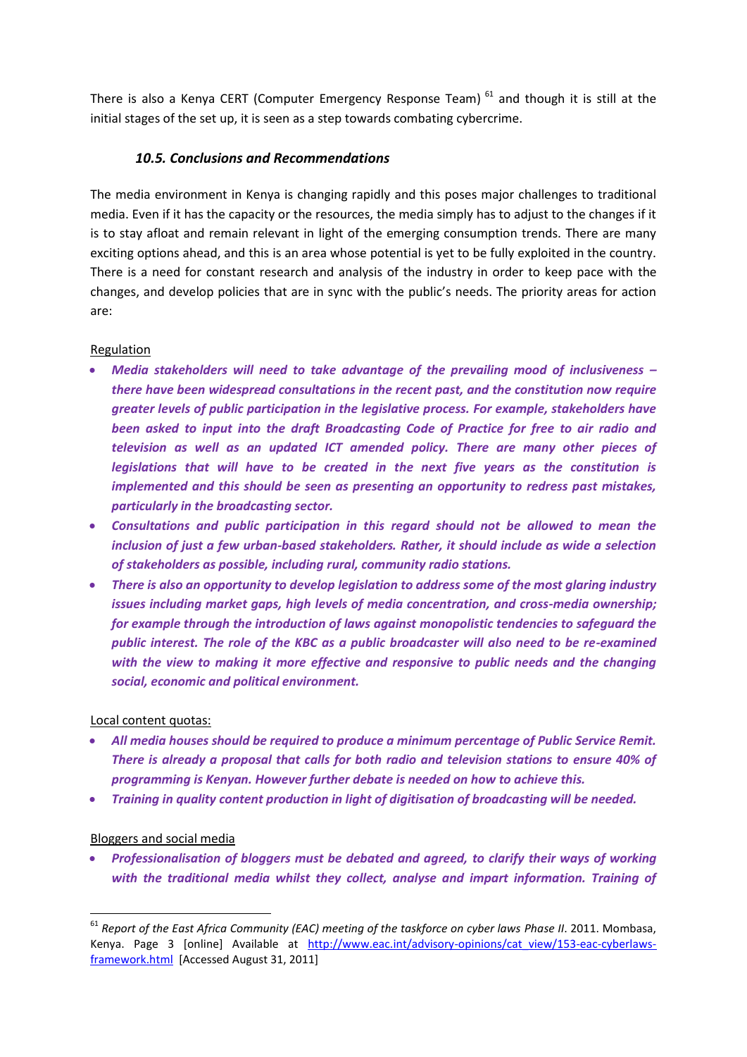There is also a Kenya CERT (Computer Emergency Response Team) [61] and though it is still at the initial stages of the set up, it is seen as a step towards combating cybercrime.

### *10.5. Conclusions and Recommendations*

The media environment in Kenya is changing rapidly and this poses major challenges to traditional media. Even if it has the capacity or the resources, the media simply has to adjust to the changes if it is to stay afloat and remain relevant in light of the emerging consumption trends. There are many exciting options ahead, and this is an area whose potential is yet to be fully exploited in the country. There is a need for constant research and analysis of the industry in order to keep pace with the changes, and develop policies that are in sync with the public's needs. The priority areas for action are:

Regulation

- ***Media stakeholders will need to take advantage of the prevailing mood of inclusiveness – there have been widespread consultations in the recent past, and the constitution now require greater levels of public participation in the legislative process. For example, stakeholders have been asked to input into the draft Broadcasting Code of Practice for free to air radio and television as well as an updated ICT amended policy. There are many other pieces of legislations that will have to be created in the next five years as the constitution is implemented and this should be seen as presenting an opportunity to redress past mistakes, particularly in the broadcasting sector.***
- ***Consultations and public participation in this regard should not be allowed to mean the inclusion of just a few urban-based stakeholders. Rather, it should include as wide a selection of stakeholders as possible, including rural, community radio stations.***
- ***There is also an opportunity to develop legislation to address some of the most glaring industry issues including market gaps, high levels of media concentration, and cross-media ownership; for example through the introduction of laws against monopolistic tendencies to safeguard the public interest. The role of the KBC as a public broadcaster will also need to be re-examined with the view to making it more effective and responsive to public needs and the changing social, economic and political environment.***

Local content quotas:

- ***All media houses should be required to produce a minimum percentage of Public Service Remit. There is already a proposal that calls for both radio and television stations to ensure 40% of programming is Kenyan. However further debate is needed on how to achieve this.***
- ***Training in quality content production in light of digitisation of broadcasting will be needed.***

Bloggers and social media

- ***Professionalisation of bloggers must be debated and agreed, to clarify their ways of working with the traditional media whilst they collect, analyse and impart information. Training of***

---

[61] *Report of the East Africa Community (EAC) meeting of the taskforce on cyber laws Phase II*. 2011. Mombasa, Kenya. Page 3 [online] Available at http://www.eac.int/advisory-opinions/cat_view/153-eac-cyberlaws-framework.html [Accessed August 31, 2011]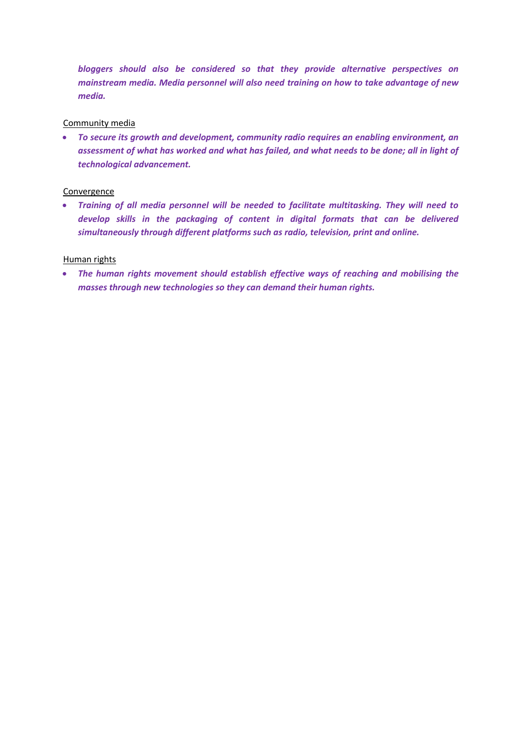***bloggers should also be considered so that they provide alternative perspectives on mainstream media. Media personnel will also need training on how to take advantage of new media.***

Community media

- ***To secure its growth and development, community radio requires an enabling environment, an assessment of what has worked and what has failed, and what needs to be done; all in light of technological advancement.***

Convergence

- ***Training of all media personnel will be needed to facilitate multitasking. They will need to develop skills in the packaging of content in digital formats that can be delivered simultaneously through different platforms such as radio, television, print and online.***

Human rights

- ***The human rights movement should establish effective ways of reaching and mobilising the masses through new technologies so they can demand their human rights.***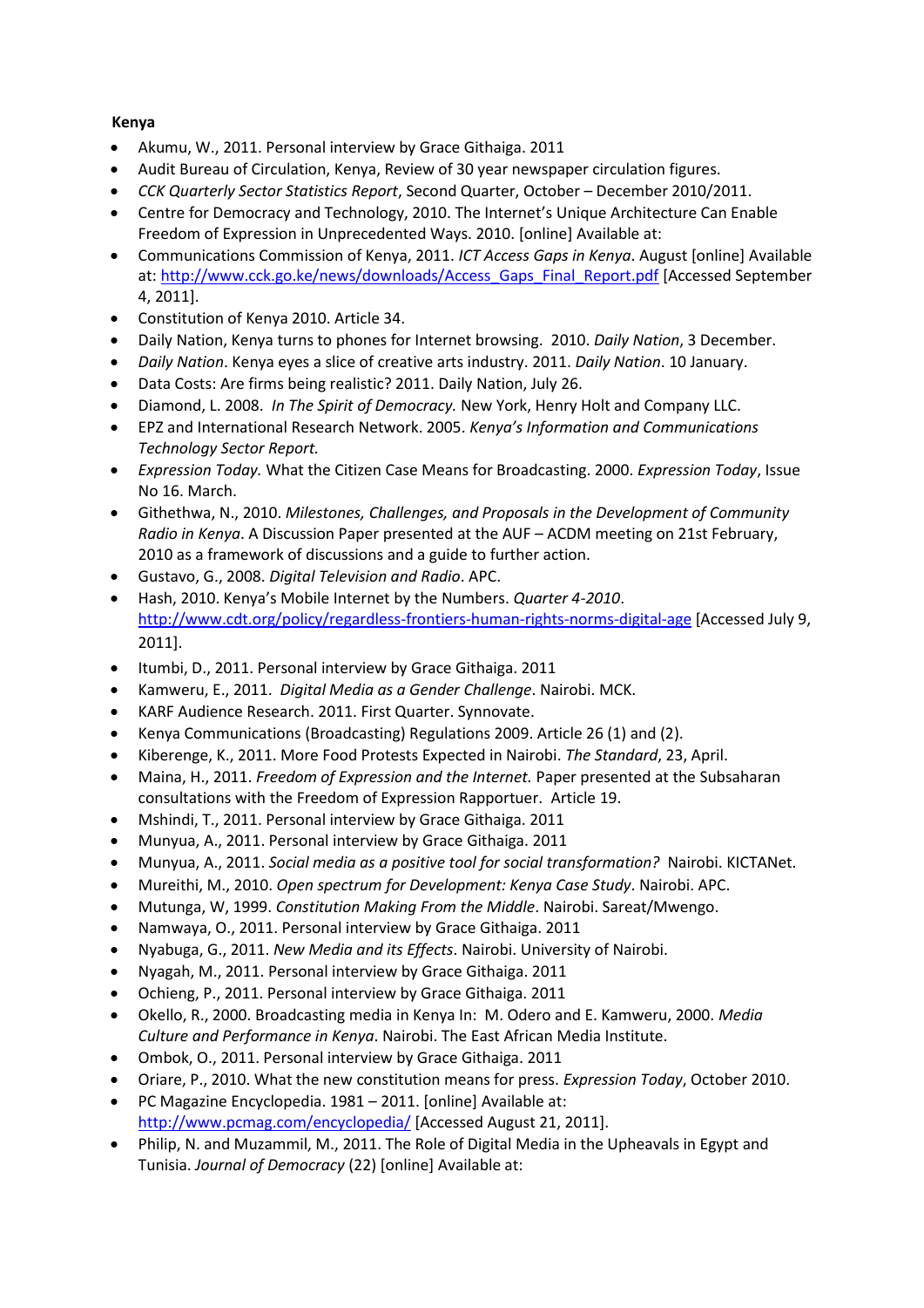**Kenya**

- Akumu, W., 2011. Personal interview by Grace Githaiga. 2011
- Audit Bureau of Circulation, Kenya, Review of 30 year newspaper circulation figures.
- *CCK Quarterly Sector Statistics Report*, Second Quarter, October – December 2010/2011.
- Centre for Democracy and Technology, 2010. The Internet's Unique Architecture Can Enable Freedom of Expression in Unprecedented Ways. 2010. [online] Available at:
- Communications Commission of Kenya, 2011. *ICT Access Gaps in Kenya*. August [online] Available at: http://www.cck.go.ke/news/downloads/Access_Gaps_Final_Report.pdf [Accessed September 4, 2011].
- Constitution of Kenya 2010. Article 34.
- Daily Nation, Kenya turns to phones for Internet browsing. 2010. *Daily Nation*, 3 December.
- *Daily Nation*. Kenya eyes a slice of creative arts industry. 2011. *Daily Nation*. 10 January.
- Data Costs: Are firms being realistic? 2011. Daily Nation, July 26.
- Diamond, L. 2008. *In The Spirit of Democracy.* New York, Henry Holt and Company LLC.
- EPZ and International Research Network. 2005. *Kenya's Information and Communications Technology Sector Report.*
- *Expression Today.* What the Citizen Case Means for Broadcasting. 2000. *Expression Today*, Issue No 16. March.
- Githethwa, N., 2010. *Milestones, Challenges, and Proposals in the Development of Community Radio in Kenya*. A Discussion Paper presented at the AUF – ACDM meeting on 21st February, 2010 as a framework of discussions and a guide to further action.
- Gustavo, G., 2008. *Digital Television and Radio*. APC.
- Hash, 2010. Kenya's Mobile Internet by the Numbers. *Quarter 4-2010*. http://www.cdt.org/policy/regardless-frontiers-human-rights-norms-digital-age [Accessed July 9, 2011].
- Itumbi, D., 2011. Personal interview by Grace Githaiga. 2011
- Kamweru, E., 2011. *Digital Media as a Gender Challenge*. Nairobi. MCK.
- KARF Audience Research. 2011. First Quarter. Synnovate.
- Kenya Communications (Broadcasting) Regulations 2009. Article 26 (1) and (2).
- Kiberenge, K., 2011. More Food Protests Expected in Nairobi. *The Standard*, 23, April.
- Maina, H., 2011. *Freedom of Expression and the Internet.* Paper presented at the Subsaharan consultations with the Freedom of Expression Rapportuer. Article 19.
- Mshindi, T., 2011. Personal interview by Grace Githaiga. 2011
- Munyua, A., 2011. Personal interview by Grace Githaiga. 2011
- Munyua, A., 2011. *Social media as a positive tool for social transformation?* Nairobi. KICTANet.
- Mureithi, M., 2010. *Open spectrum for Development: Kenya Case Study*. Nairobi. APC.
- Mutunga, W, 1999. *Constitution Making From the Middle*. Nairobi. Sareat/Mwengo.
- Namwaya, O., 2011. Personal interview by Grace Githaiga. 2011
- Nyabuga, G., 2011. *New Media and its Effects*. Nairobi. University of Nairobi.
- Nyagah, M., 2011. Personal interview by Grace Githaiga. 2011
- Ochieng, P., 2011. Personal interview by Grace Githaiga. 2011
- Okello, R., 2000. Broadcasting media in Kenya In: M. Odero and E. Kamweru, 2000. *Media Culture and Performance in Kenya*. Nairobi. The East African Media Institute.
- Ombok, O., 2011. Personal interview by Grace Githaiga. 2011
- Oriare, P., 2010. What the new constitution means for press. *Expression Today*, October 2010.
- PC Magazine Encyclopedia. 1981 – 2011. [online] Available at: http://www.pcmag.com/encyclopedia/ [Accessed August 21, 2011].
- Philip, N. and Muzammil, M., 2011. The Role of Digital Media in the Upheavals in Egypt and Tunisia. *Journal of Democracy* (22) [online] Available at: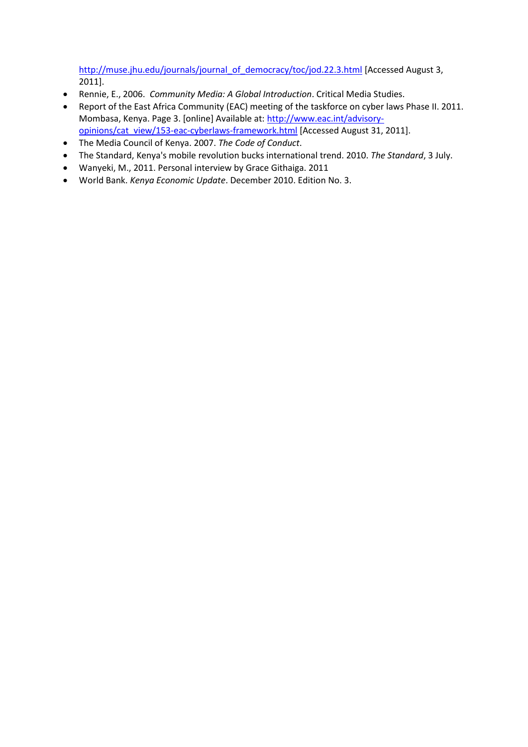http://muse.jhu.edu/journals/journal_of_democracy/toc/jod.22.3.html [Accessed August 3, 2011].

- Rennie, E., 2006. *Community Media: A Global Introduction*. Critical Media Studies.
- Report of the East Africa Community (EAC) meeting of the taskforce on cyber laws Phase II. 2011. Mombasa, Kenya. Page 3. [online] Available at: http://www.eac.int/advisory-opinions/cat_view/153-eac-cyberlaws-framework.html [Accessed August 31, 2011].
- The Media Council of Kenya. 2007. *The Code of Conduct*.
- The Standard, Kenya's mobile revolution bucks international trend. 2010. *The Standard*, 3 July.
- Wanyeki, M., 2011. Personal interview by Grace Githaiga. 2011
- World Bank. *Kenya Economic Update*. December 2010. Edition No. 3.